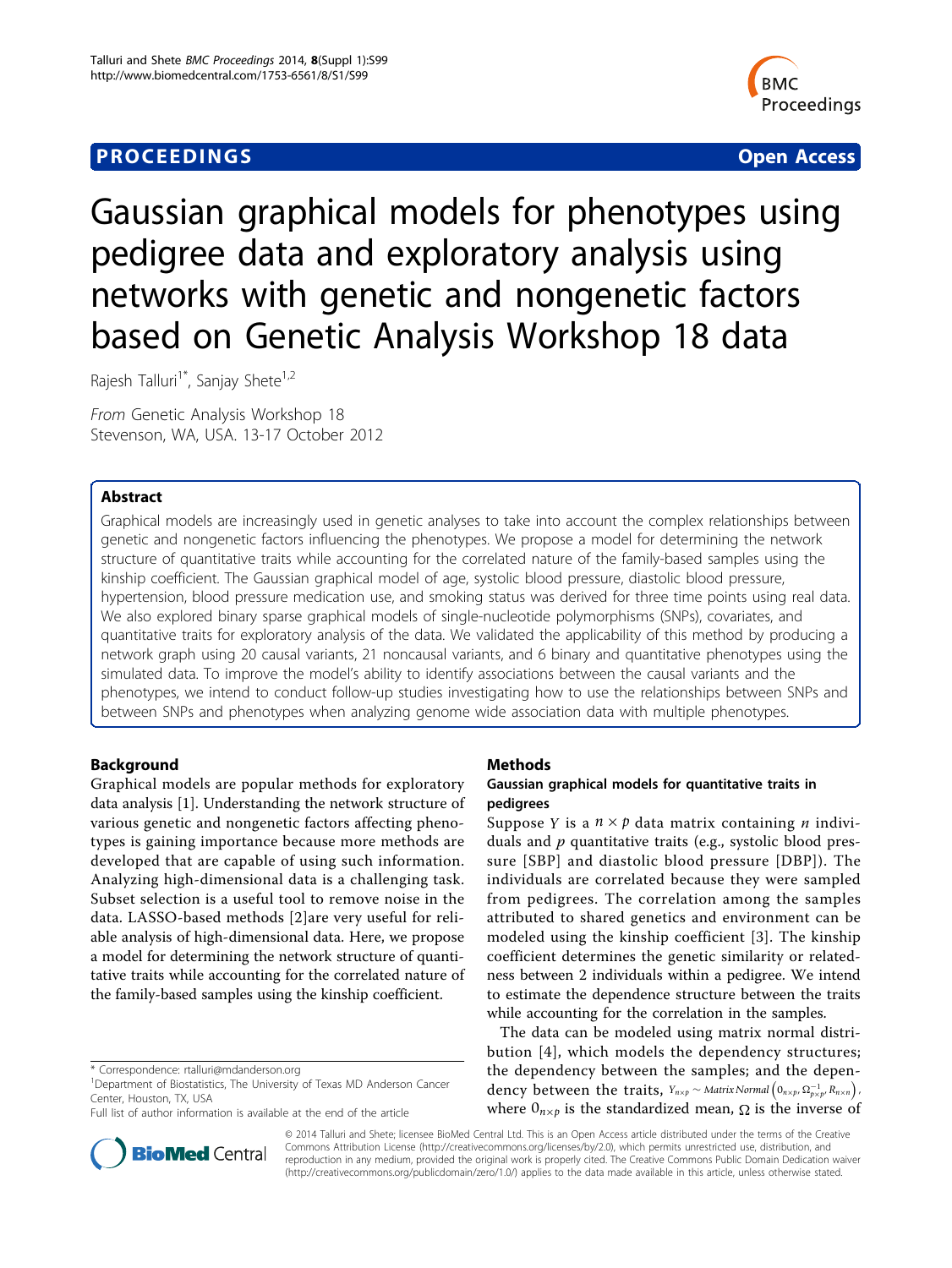**PROCEEDINGS** **Open Access**

# Gaussian graphical models for phenotypes using pedigree data and exploratory analysis using networks with genetic and nongenetic factors based on Genetic Analysis Workshop 18 data

Rajesh Talluri[1*], Sanjay Shete[1,2]

*From* Genetic Analysis Workshop 18
Stevenson, WA, USA. 13-17 October 2012

## Abstract

Graphical models are increasingly used in genetic analyses to take into account the complex relationships between genetic and nongenetic factors influencing the phenotypes. We propose a model for determining the network structure of quantitative traits while accounting for the correlated nature of the family-based samples using the kinship coefficient. The Gaussian graphical model of age, systolic blood pressure, diastolic blood pressure, hypertension, blood pressure medication use, and smoking status was derived for three time points using real data. We also explored binary sparse graphical models of single-nucleotide polymorphisms (SNPs), covariates, and quantitative traits for exploratory analysis of the data. We validated the applicability of this method by producing a network graph using 20 causal variants, 21 noncausal variants, and 6 binary and quantitative phenotypes using the simulated data. To improve the model's ability to identify associations between the causal variants and the phenotypes, we intend to conduct follow-up studies investigating how to use the relationships between SNPs and between SNPs and phenotypes when analyzing genome wide association data with multiple phenotypes.

## Background

Graphical models are popular methods for exploratory data analysis [1]. Understanding the network structure of various genetic and nongenetic factors affecting phenotypes is gaining importance because more methods are developed that are capable of using such information. Analyzing high-dimensional data is a challenging task. Subset selection is a useful tool to remove noise in the data. LASSO-based methods [2]are very useful for reliable analysis of high-dimensional data. Here, we propose a model for determining the network structure of quantitative traits while accounting for the correlated nature of the family-based samples using the kinship coefficient.

## Methods

### Gaussian graphical models for quantitative traits in pedigrees

Suppose $Y$ is a $n \times p$ data matrix containing $n$ individuals and $p$ quantitative traits (e.g., systolic blood pressure [SBP] and diastolic blood pressure [DBP]). The individuals are correlated because they were sampled from pedigrees. The correlation among the samples attributed to shared genetics and environment can be modeled using the kinship coefficient [3]. The kinship coefficient determines the genetic similarity or relatedness between 2 individuals within a pedigree. We intend to estimate the dependence structure between the traits while accounting for the correlation in the samples.

The data can be modeled using matrix normal distribution [4], which models the dependency structures; the dependency between the samples; and the dependency between the traits, $Y_{n \times p} \sim Matrix\,Normal\left(0_{n \times p}, \Omega^{-1}_{p \times p}, R_{n \times n}\right)$, where $0_{n \times p}$ is the standardized mean, $\Omega$ is the inverse of

\* Correspondence: rtalluri@mdanderson.org
[1]Department of Biostatistics, The University of Texas MD Anderson Cancer Center, Houston, TX, USA
Full list of author information is available at the end of the article

© 2014 Talluri and Shete; licensee BioMed Central Ltd. This is an Open Access article distributed under the terms of the Creative Commons Attribution License (http://creativecommons.org/licenses/by/2.0), which permits unrestricted use, distribution, and reproduction in any medium, provided the original work is properly cited. The Creative Commons Public Domain Dedication waiver (http://creativecommons.org/publicdomain/zero/1.0/) applies to the data made available in this article, unless otherwise stated.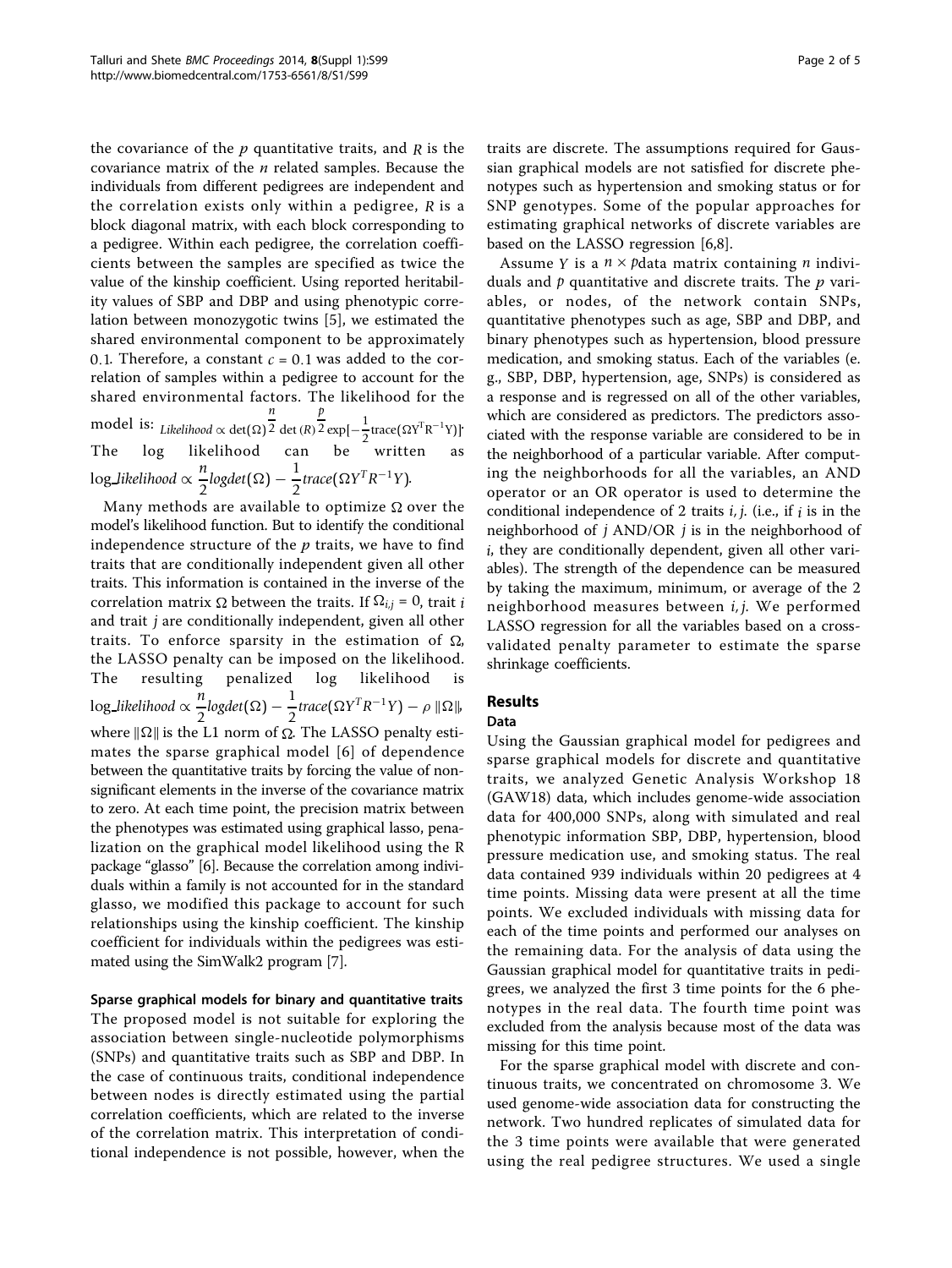the covariance of the $p$ quantitative traits, and $R$ is the covariance matrix of the $n$ related samples. Because the individuals from different pedigrees are independent and the correlation exists only within a pedigree, $R$ is a block diagonal matrix, with each block corresponding to a pedigree. Within each pedigree, the correlation coefficients between the samples are specified as twice the value of the kinship coefficient. Using reported heritability values of SBP and DBP and using phenotypic correlation between monozygotic twins [5], we estimated the shared environmental component to be approximately 0.1. Therefore, a constant $c = 0.1$ was added to the correlation of samples within a pedigree to account for the shared environmental factors. The likelihood for the model is: $Likelihood \propto \det(\Omega)^{\frac{n}{2}} \det(R)^{\frac{p}{2}} \exp[-\frac{1}{2}\mathrm{trace}(\Omega Y^T R^{-1} Y)]$. The log likelihood can be written as $\log\_likelihood \propto \frac{n}{2} logdet(\Omega) - \frac{1}{2} trace(\Omega Y^T R^{-1} Y)$.

Many methods are available to optimize $\Omega$ over the model's likelihood function. But to identify the conditional independence structure of the $p$ traits, we have to find traits that are conditionally independent given all other traits. This information is contained in the inverse of the correlation matrix $\Omega$ between the traits. If $\Omega_{i,j} = 0$, trait $i$ and trait $j$ are conditionally independent, given all other traits. To enforce sparsity in the estimation of $\Omega$, the LASSO penalty can be imposed on the likelihood. The resulting penalized log likelihood is $\log\_likelihood \propto \frac{n}{2} logdet(\Omega) - \frac{1}{2} trace(\Omega Y^T R^{-1} Y) - \rho \|\Omega\|$, where $\|\Omega\|$ is the L1 norm of $\Omega$. The LASSO penalty estimates the sparse graphical model [6] of dependence between the quantitative traits by forcing the value of nonsignificant elements in the inverse of the covariance matrix to zero. At each time point, the precision matrix between the phenotypes was estimated using graphical lasso, penalization on the graphical model likelihood using the R package "glasso" [6]. Because the correlation among individuals within a family is not accounted for in the standard glasso, we modified this package to account for such relationships using the kinship coefficient. The kinship coefficient for individuals within the pedigrees was estimated using the SimWalk2 program [7].

### Sparse graphical models for binary and quantitative traits

The proposed model is not suitable for exploring the association between single-nucleotide polymorphisms (SNPs) and quantitative traits such as SBP and DBP. In the case of continuous traits, conditional independence between nodes is directly estimated using the partial correlation coefficients, which are related to the inverse of the correlation matrix. This interpretation of conditional independence is not possible, however, when the traits are discrete. The assumptions required for Gaussian graphical models are not satisfied for discrete phenotypes such as hypertension and smoking status or for SNP genotypes. Some of the popular approaches for estimating graphical networks of discrete variables are based on the LASSO regression [6,8].

Assume $Y$ is a $n \times p$ data matrix containing $n$ individuals and $p$ quantitative and discrete traits. The $p$ variables, or nodes, of the network contain SNPs, quantitative phenotypes such as age, SBP and DBP, and binary phenotypes such as hypertension, blood pressure medication, and smoking status. Each of the variables (e.g., SBP, DBP, hypertension, age, SNPs) is considered as a response and is regressed on all of the other variables, which are considered as predictors. The predictors associated with the response variable are considered to be in the neighborhood of a particular variable. After computing the neighborhoods for all the variables, an AND operator or an OR operator is used to determine the conditional independence of 2 traits $i, j$. (i.e., if $i$ is in the neighborhood of $j$ AND/OR $j$ is in the neighborhood of $i$, they are conditionally dependent, given all other variables). The strength of the dependence can be measured by taking the maximum, minimum, or average of the 2 neighborhood measures between $i, j$. We performed LASSO regression for all the variables based on a cross-validated penalty parameter to estimate the sparse shrinkage coefficients.

## Results

### Data

Using the Gaussian graphical model for pedigrees and sparse graphical models for discrete and quantitative traits, we analyzed Genetic Analysis Workshop 18 (GAW18) data, which includes genome-wide association data for 400,000 SNPs, along with simulated and real phenotypic information SBP, DBP, hypertension, blood pressure medication use, and smoking status. The real data contained 939 individuals within 20 pedigrees at 4 time points. Missing data were present at all the time points. We excluded individuals with missing data for each of the time points and performed our analyses on the remaining data. For the analysis of data using the Gaussian graphical model for quantitative traits in pedigrees, we analyzed the first 3 time points for the 6 phenotypes in the real data. The fourth time point was excluded from the analysis because most of the data was missing for this time point.

For the sparse graphical model with discrete and continuous traits, we concentrated on chromosome 3. We used genome-wide association data for constructing the network. Two hundred replicates of simulated data for the 3 time points were available that were generated using the real pedigree structures. We used a single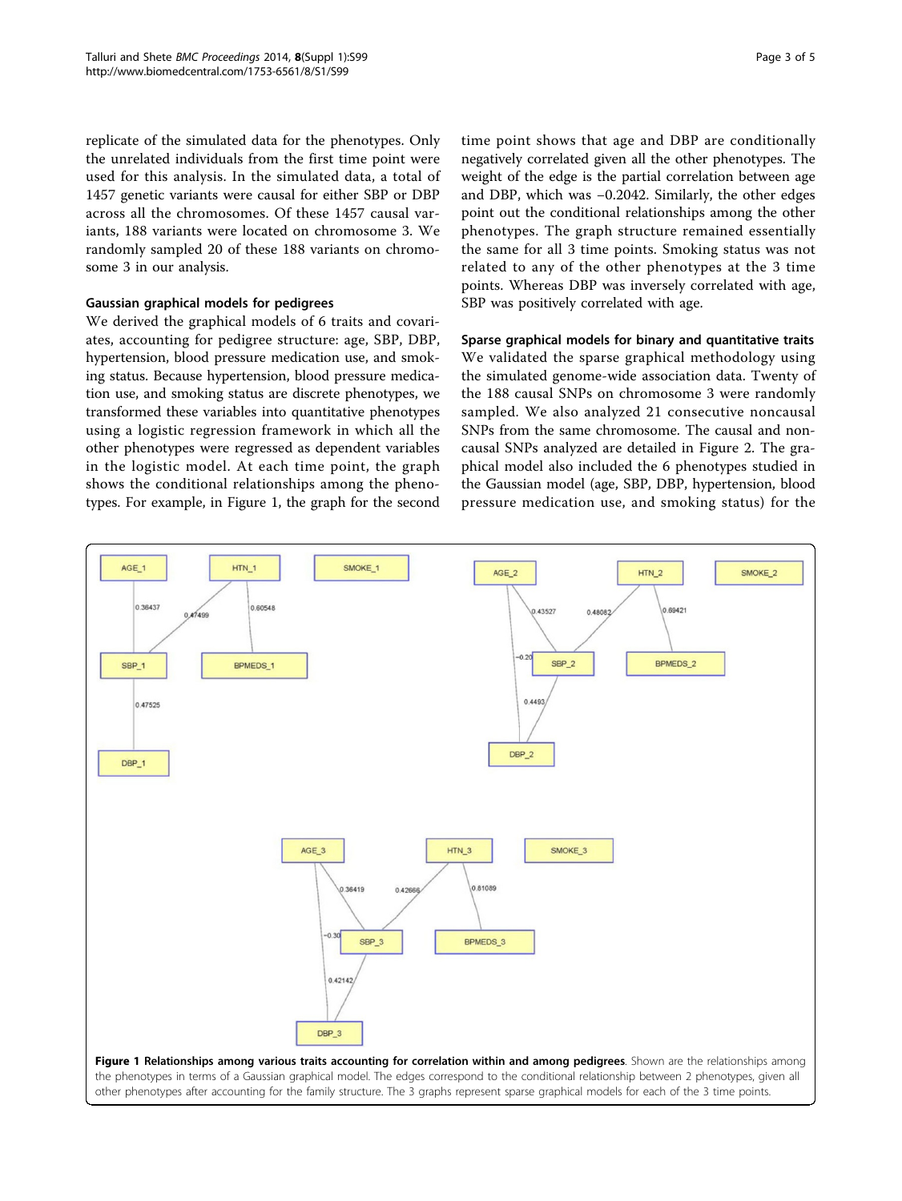replicate of the simulated data for the phenotypes. Only the unrelated individuals from the first time point were used for this analysis. In the simulated data, a total of 1457 genetic variants were causal for either SBP or DBP across all the chromosomes. Of these 1457 causal variants, 188 variants were located on chromosome 3. We randomly sampled 20 of these 188 variants on chromosome 3 in our analysis.

### Gaussian graphical models for pedigrees

We derived the graphical models of 6 traits and covariates, accounting for pedigree structure: age, SBP, DBP, hypertension, blood pressure medication use, and smoking status. Because hypertension, blood pressure medication use, and smoking status are discrete phenotypes, we transformed these variables into quantitative phenotypes using a logistic regression framework in which all the other phenotypes were regressed as dependent variables in the logistic model. At each time point, the graph shows the conditional relationships among the phenotypes. For example, in Figure 1, the graph for the second time point shows that age and DBP are conditionally negatively correlated given all the other phenotypes. The weight of the edge is the partial correlation between age and DBP, which was −0.2042. Similarly, the other edges point out the conditional relationships among the other phenotypes. The graph structure remained essentially the same for all 3 time points. Smoking status was not related to any of the other phenotypes at the 3 time points. Whereas DBP was inversely correlated with age, SBP was positively correlated with age.

### Sparse graphical models for binary and quantitative traits

We validated the sparse graphical methodology using the simulated genome-wide association data. Twenty of the 188 causal SNPs on chromosome 3 were randomly sampled. We also analyzed 21 consecutive noncausal SNPs from the same chromosome. The causal and noncausal SNPs analyzed are detailed in Figure 2. The graphical model also included the 6 phenotypes studied in the Gaussian model (age, SBP, DBP, hypertension, blood pressure medication use, and smoking status) for the

AGE_1
HTN_1
SMOKE_1
0.36437
0.47499
0.60548
SBP_1
BPMEDS_1
0.47525
DBP_1

AGE_2
HTN_2
SMOKE_2
0.43527
0.48082
0.69421
−0.20
SBP_2
BPMEDS_2
0.4493
DBP_2

AGE_3
HTN_3
SMOKE_3
0.36419
0.42666
0.81089
−0.30
SBP_3
BPMEDS_3
0.42142
DBP_3

**Figure 1 Relationships among various traits accounting for correlation within and among pedigrees**. Shown are the relationships among the phenotypes in terms of a Gaussian graphical model. The edges correspond to the conditional relationship between 2 phenotypes, given all other phenotypes after accounting for the family structure. The 3 graphs represent sparse graphical models for each of the 3 time points.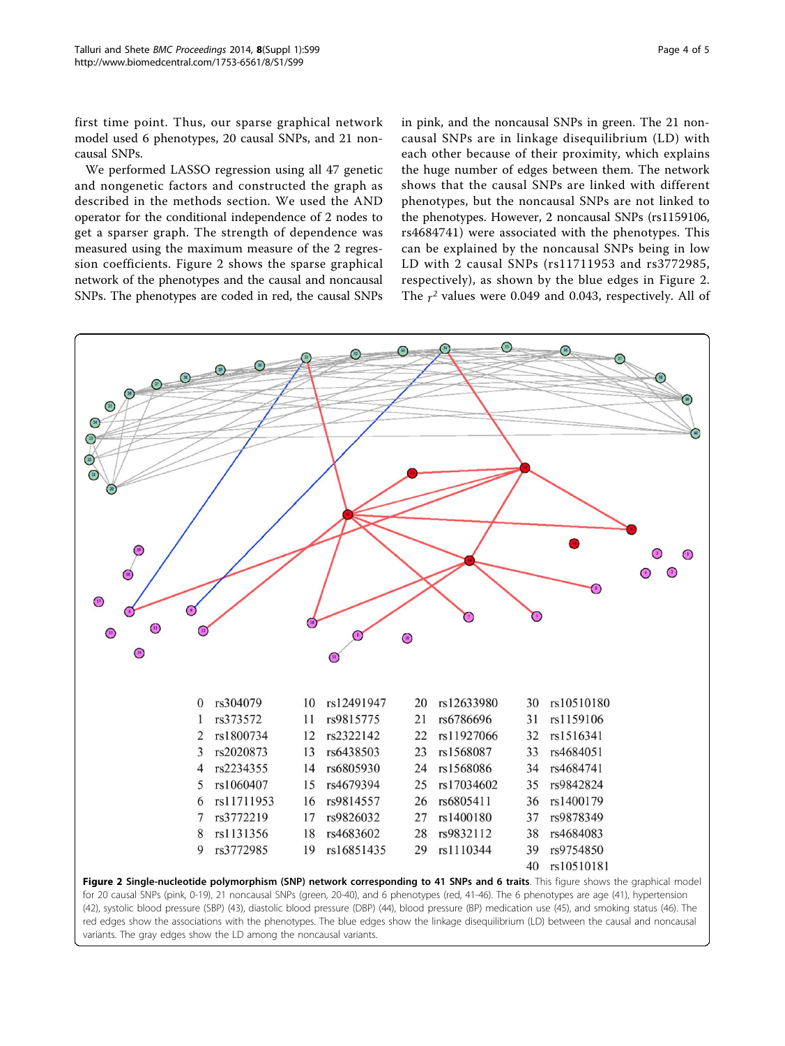first time point. Thus, our sparse graphical network model used 6 phenotypes, 20 causal SNPs, and 21 noncausal SNPs.

We performed LASSO regression using all 47 genetic and nongenetic factors and constructed the graph as described in the methods section. We used the AND operator for the conditional independence of 2 nodes to get a sparser graph. The strength of dependence was measured using the maximum measure of the 2 regression coefficients. Figure 2 shows the sparse graphical network of the phenotypes and the causal and noncausal SNPs. The phenotypes are coded in red, the causal SNPs in pink, and the noncausal SNPs in green. The 21 noncausal SNPs are in linkage disequilibrium (LD) with each other because of their proximity, which explains the huge number of edges between them. The network shows that the causal SNPs are linked with different phenotypes, but the noncausal SNPs are not linked to the phenotypes. However, 2 noncausal SNPs (rs1159106, rs4684741) were associated with the phenotypes. This can be explained by the noncausal SNPs being in low LD with 2 causal SNPs (rs11711953 and rs3772985, respectively), as shown by the blue edges in Figure 2. The $r^2$ values were 0.049 and 0.043, respectively. All of

0 rs304079
1 rs373572
2 rs1800734
3 rs2020873
4 rs2234355
5 rs1060407
6 rs11711953
7 rs3772219
8 rs1131356
9 rs3772985
10 rs12491947
11 rs9815775
12 rs2322142
13 rs6438503
14 rs6805930
15 rs4679394
16 rs9814557
17 rs9826032
18 rs4683602
19 rs16851435
20 rs12633980
21 rs6786696
22 rs11927066
23 rs1568087
24 rs1568086
25 rs17034602
26 rs6805411
27 rs1400180
28 rs9832112
29 rs1110344
30 rs10510180
31 rs1159106
32 rs1516341
33 rs4684051
34 rs4684741
35 rs9842824
36 rs1400179
37 rs9878349
38 rs4684083
39 rs9754850
40 rs10510181

**Figure 2 Single-nucleotide polymorphism (SNP) network corresponding to 41 SNPs and 6 traits**. This figure shows the graphical model for 20 causal SNPs (pink, 0-19), 21 noncausal SNPs (green, 20-40), and 6 phenotypes (red, 41-46). The 6 phenotypes are age (41), hypertension (42), systolic blood pressure (SBP) (43), diastolic blood pressure (DBP) (44), blood pressure (BP) medication use (45), and smoking status (46). The red edges show the associations with the phenotypes. The blue edges show the linkage disequilibrium (LD) between the causal and noncausal variants. The gray edges show the LD among the noncausal variants.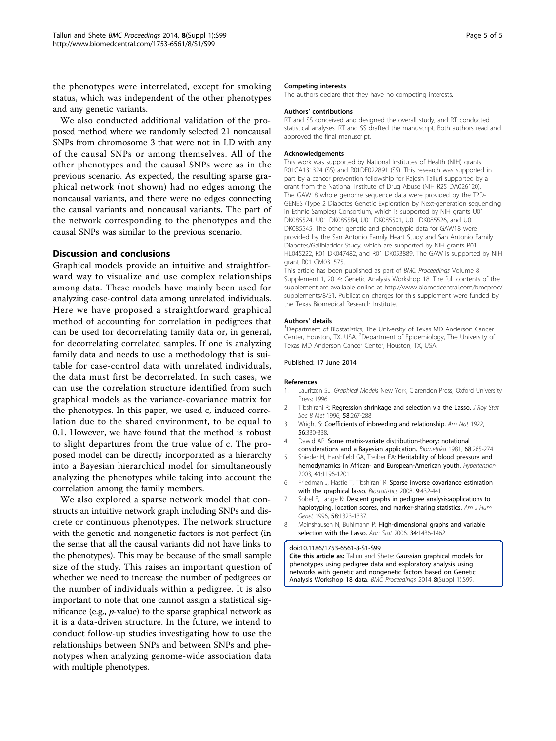the phenotypes were interrelated, except for smoking status, which was independent of the other phenotypes and any genetic variants.

We also conducted additional validation of the proposed method where we randomly selected 21 noncausal SNPs from chromosome 3 that were not in LD with any of the causal SNPs or among themselves. All of the other phenotypes and the causal SNPs were as in the previous scenario. As expected, the resulting sparse graphical network (not shown) had no edges among the noncausal variants, and there were no edges connecting the causal variants and noncausal variants. The part of the network corresponding to the phenotypes and the causal SNPs was similar to the previous scenario.

## Discussion and conclusions

Graphical models provide an intuitive and straightforward way to visualize and use complex relationships among data. These models have mainly been used for analyzing case-control data among unrelated individuals. Here we have proposed a straightforward graphical method of accounting for correlation in pedigrees that can be used for decorrelating family data or, in general, for decorrelating correlated samples. If one is analyzing family data and needs to use a methodology that is suitable for case-control data with unrelated individuals, the data must first be decorrelated. In such cases, we can use the correlation structure identified from such graphical models as the variance-covariance matrix for the phenotypes. In this paper, we used c, induced correlation due to the shared environment, to be equal to 0.1. However, we have found that the method is robust to slight departures from the true value of c. The proposed model can be directly incorporated as a hierarchy into a Bayesian hierarchical model for simultaneously analyzing the phenotypes while taking into account the correlation among the family members.

We also explored a sparse network model that constructs an intuitive network graph including SNPs and discrete or continuous phenotypes. The network structure with the genetic and nongenetic factors is not perfect (in the sense that all the causal variants did not have links to the phenotypes). This may be because of the small sample size of the study. This raises an important question of whether we need to increase the number of pedigrees or the number of individuals within a pedigree. It is also important to note that one cannot assign a statistical significance (e.g., $p$-value) to the sparse graphical network as it is a data-driven structure. In the future, we intend to conduct follow-up studies investigating how to use the relationships between SNPs and between SNPs and phenotypes when analyzing genome-wide association data with multiple phenotypes.

#### Competing interests

The authors declare that they have no competing interests.

#### Authors' contributions

RT and SS conceived and designed the overall study, and RT conducted statistical analyses. RT and SS drafted the manuscript. Both authors read and approved the final manuscript.

#### Acknowledgements

This work was supported by National Institutes of Health (NIH) grants R01CA131324 (SS) and R01DE022891 (SS). This research was supported in part by a cancer prevention fellowship for Rajesh Talluri supported by a grant from the National Institute of Drug Abuse (NIH R25 DA026120). The GAW18 whole genome sequence data were provided by the T2D-GENES (Type 2 Diabetes Genetic Exploration by Next-generation sequencing in Ethnic Samples) Consortium, which is supported by NIH grants U01 DK085524, U01 DK085584, U01 DK085501, U01 DK085526, and U01 DK085545. The other genetic and phenotypic data for GAW18 were provided by the San Antonio Family Heart Study and San Antonio Family Diabetes/Gallbladder Study, which are supported by NIH grants P01 HL045222, R01 DK047482, and R01 DK053889. The GAW is supported by NIH grant R01 GM031575.

This article has been published as part of *BMC Proceedings* Volume 8 Supplement 1, 2014: Genetic Analysis Workshop 18. The full contents of the supplement are available online at http://www.biomedcentral.com/bmcproc/supplements/8/S1. Publication charges for this supplement were funded by the Texas Biomedical Research Institute.

#### Authors' details

[1]Department of Biostatistics, The University of Texas MD Anderson Cancer Center, Houston, TX, USA. [2]Department of Epidemiology, The University of Texas MD Anderson Cancer Center, Houston, TX, USA.

Published: 17 June 2014

#### References

1. Lauritzen SL: *Graphical Models* New York, Clarendon Press, Oxford University Press; 1996.
2. Tibshirani R: **Regression shrinkage and selection via the Lasso.** *J Roy Stat Soc B Met* 1996, **58**:267-288.
3. Wright S: **Coefficients of inbreeding and relationship.** *Am Nat* 1922, **56**:330-338.
4. Dawid AP: **Some matrix-variate distribution-theory: notational considerations and a Bayesian application.** *Biometrika* 1981, **68**:265-274.
5. Snieder H, Harshfield GA, Treiber FA: **Heritability of blood pressure and hemodynamics in African- and European-American youth.** *Hypertension* 2003, **41**:1196-1201.
6. Friedman J, Hastie T, Tibshirani R: **Sparse inverse covariance estimation with the graphical lasso.** *Biostatistics* 2008, **9**:432-441.
7. Sobel E, Lange K: **Descent graphs in pedigree analysis:applications to haplotyping, location scores, and marker-sharing statistics.** *Am J Hum Genet* 1996, **58**:1323-1337.
8. Meinshausen N, Buhlmann P: **High-dimensional graphs and variable selection with the Lasso.** *Ann Stat* 2006, **34**:1436-1462.

doi:10.1186/1753-6561-8-S1-S99

**Cite this article as:** Talluri and Shete: Gaussian graphical models for phenotypes using pedigree data and exploratory analysis using networks with genetic and nongenetic factors based on Genetic Analysis Workshop 18 data. *BMC Proceedings* 2014 **8**(Suppl 1):S99.